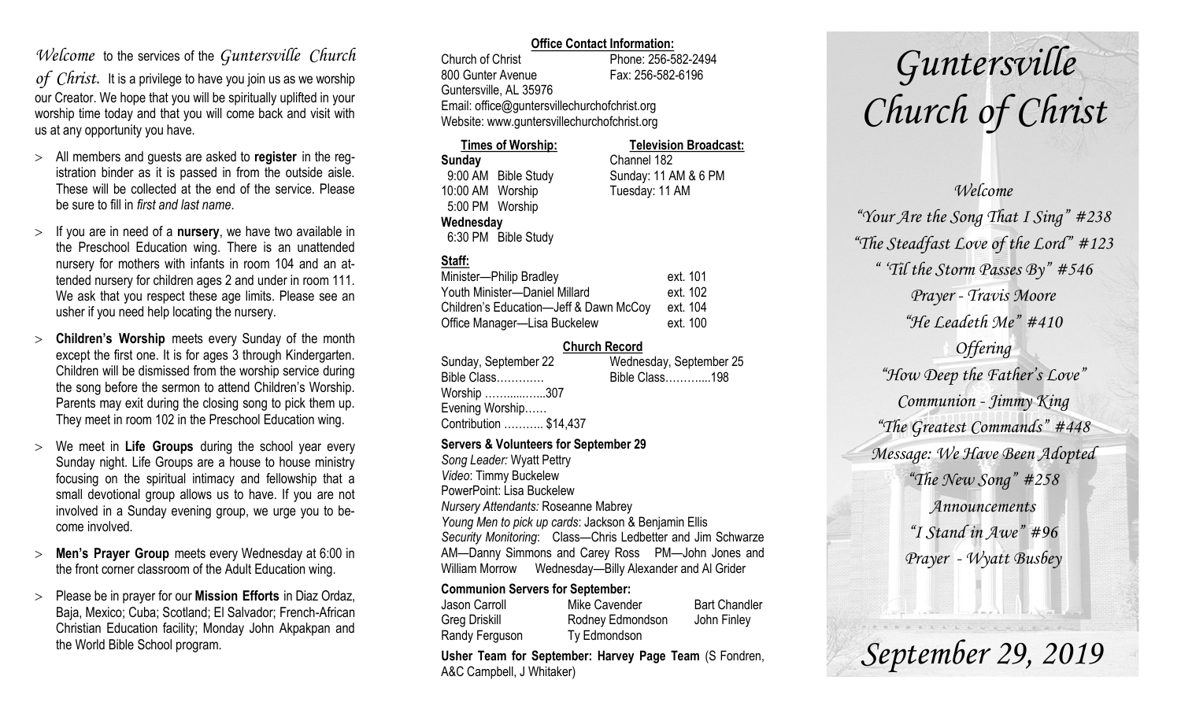*Welcome* to the services of the *Guntersville Church of Christ.* It is a privilege to have you join us as we worship our Creator. We hope that you will be spiritually uplifted in your worship time today and that you will come back and visit with us at any opportunity you have.

- All members and guests are asked to **register** in the registration binder as it is passed in from the outside aisle. These will be collected at the end of the service. Please be sure to fill in *first and last name*.
- If you are in need of a **nursery**, we have two available in the Preschool Education wing. There is an unattended nursery for mothers with infants in room 104 and an attended nursery for children ages 2 and under in room 111. We ask that you respect these age limits. Please see an usher if you need help locating the nursery.
- **Children's Worship** meets every Sunday of the month except the first one. It is for ages 3 through Kindergarten. Children will be dismissed from the worship service during the song before the sermon to attend Children's Worship. Parents may exit during the closing song to pick them up. They meet in room 102 in the Preschool Education wing.
- We meet in **Life Groups** during the school year every Sunday night. Life Groups are a house to house ministry focusing on the spiritual intimacy and fellowship that a small devotional group allows us to have. If you are not involved in a Sunday evening group, we urge you to become involved.
- **Men's Prayer Group** meets every Wednesday at 6:00 in the front corner classroom of the Adult Education wing.
- Please be in prayer for our **Mission Efforts** in Diaz Ordaz, Baja, Mexico; Cuba; Scotland; El Salvador; French-African Christian Education facility; Monday John Akpakpan and the World Bible School program.

**Office Contact Information:**

Church of Christ — Phone: 256-582-2494
800 Gunter Avenue — Fax: 256-582-6196
Guntersville, AL 35976
Email: office@guntersvillechurchofchrist.org
Website: www.guntersvillechurchofchrist.org

**Times of Worship:**

**Sunday**
9:00 AM Bible Study
10:00 AM Worship
5:00 PM Worship
**Wednesday**
6:30 PM Bible Study

**Television Broadcast:**

Channel 182
Sunday: 11 AM & 6 PM
Tuesday: 11 AM

**Staff:**

| | |
|---|---|
| Minister—Philip Bradley | ext. 101 |
| Youth Minister—Daniel Millard | ext. 102 |
| Children's Education—Jeff & Dawn McCoy | ext. 104 |
| Office Manager—Lisa Buckelew | ext. 100 |

**Church Record**

| Sunday, September 22 | Wednesday, September 25 |
|---|---|
| Bible Class………… | Bible Class………...198 |
| Worship ……......…..307 | |
| Evening Worship…… | |
| Contribution ……….. $14,437 | |

**Servers & Volunteers for September 29**

*Song Leader:* Wyatt Pettry
*Video*: Timmy Buckelew
PowerPoint: Lisa Buckelew
*Nursery Attendants:* Roseanne Mabrey
*Young Men to pick up cards*: Jackson & Benjamin Ellis
*Security Monitoring*: Class—Chris Ledbetter and Jim Schwarze AM—Danny Simmons and Carey Ross PM—John Jones and William Morrow Wednesday—Billy Alexander and Al Grider

**Communion Servers for September:**

| | | |
|---|---|---|
| Jason Carroll | Mike Cavender | Bart Chandler |
| Greg Driskill | Rodney Edmondson | John Finley |
| Randy Ferguson | Ty Edmondson | |

**Usher Team for September: Harvey Page Team** (S Fondren, A&C Campbell, J Whitaker)

# *Guntersville Church of Christ*

*Welcome*
*"Your Are the Song That I Sing" #238*
*"The Steadfast Love of the Lord" #123*
*" 'Til the Storm Passes By" #546*
*Prayer - Travis Moore*
*"He Leadeth Me" #410*
*Offering*
*"How Deep the Father's Love"*
*Communion - Jimmy King*
*"The Greatest Commands" #448*
*Message: We Have Been Adopted*
*"The New Song" #258*
*Announcements*
*"I Stand in Awe" #96*
*Prayer - Wyatt Busbey*

## *September 29, 2019*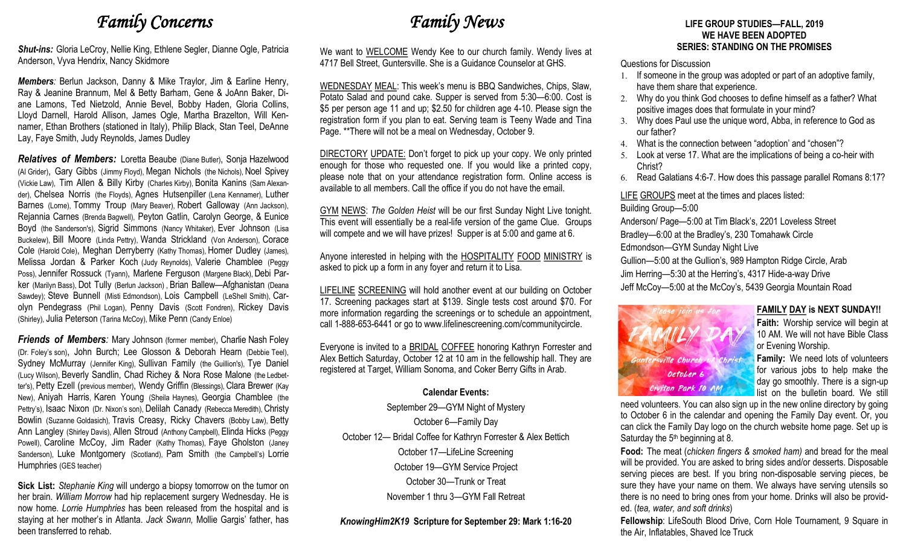# Family Concerns

***Shut-ins:*** Gloria LeCroy, Nellie King, Ethlene Segler, Dianne Ogle, Patricia Anderson, Vyva Hendrix, Nancy Skidmore

***Members:*** Berlun Jackson, Danny & Mike Traylor, Jim & Earline Henry, Ray & Jeanine Brannum, Mel & Betty Barham, Gene & JoAnn Baker, Diane Lamons, Ted Nietzold, Annie Bevel, Bobby Haden, Gloria Collins, Lloyd Darnell, Harold Allison, James Ogle, Martha Brazelton, Will Kennamer, Ethan Brothers (stationed in Italy), Philip Black, Stan Teel, DeAnne Lay, Faye Smith, Judy Reynolds, James Dudley

***Relatives of Members:*** Loretta Beaube (Diane Butler), Sonja Hazelwood (Al Grider), Gary Gibbs (Jimmy Floyd), Megan Nichols (the Nichols), Noel Spivey (Vickie Law), Tim Allen & Billy Kirby (Charles Kirby), Bonita Kanins (Sam Alexander), Chelsea Norris (the Floyds), Agnes Hutsenpiller (Lena Kennamer), Luther Barnes (Lorne), Tommy Troup (Mary Beaver), Robert Galloway (Ann Jackson), Rejannia Carnes (Brenda Bagwell), Peyton Gatlin, Carolyn George, & Eunice Boyd (the Sanderson's), Sigrid Simmons (Nancy Whitaker), Ever Johnson (Lisa Buckelew), Bill Moore (Linda Pettry), Wanda Strickland (Von Anderson), Corace Cole (Harold Cole), Meghan Derryberry (Kathy Thomas), Homer Dudley (James), Melissa Jordan & Parker Koch (Judy Reynolds), Valerie Chamblee (Peggy Poss), Jennifer Rossuck (Tyann), Marlene Ferguson (Margene Black), Debi Parker (Marilyn Bass), Dot Tully (Berlun Jackson) , Brian Ballew—Afghanistan (Deana Sawdey); Steve Bunnell (Misti Edmondson), Lois Campbell (LeShell Smith), Carolyn Pendegrass (Phil Logan), Penny Davis (Scott Fondren), Rickey Davis (Shirley), Julia Peterson (Tarina McCoy), Mike Penn (Candy Enloe)

***Friends of Members:*** Mary Johnson (former member), Charlie Nash Foley (Dr. Foley's son), John Burch; Lee Glosson & Deborah Hearn (Debbie Teel), Sydney McMurray (Jennifer King), Sullivan Family (the Guillion's), Tye Daniel (Lucy Wilson), Beverly Sandlin, Chad Richey & Nora Rose Malone (the Ledbetter's), Petty Ezell (previous member), Wendy Griffin (Blessings), Clara Brewer (Kay New), Aniyah Harris, Karen Young (Sheila Haynes), Georgia Chamblee (the Pettry's), Isaac Nixon (Dr. Nixon's son), Delilah Canady (Rebecca Meredith), Christy Bowlin (Suzanne Goldasich), Travis Creasy, Ricky Chavers (Bobby Law), Betty Ann Langley (Shirley Davis), Allen Stroud (Anthony Campbell), Elinda Hicks (Peggy Powell), Caroline McCoy, Jim Rader (Kathy Thomas), Faye Gholston (Janey Sanderson), Luke Montgomery (Scotland), Pam Smith (the Campbell's) Lorrie Humphries (GES teacher)

**Sick List:** *Stephanie King* will undergo a biopsy tomorrow on the tumor on her brain. *William Morrow* had hip replacement surgery Wednesday. He is now home. *Lorrie Humphries* has been released from the hospital and is staying at her mother's in Atlanta. *Jack Swann,* Mollie Gargis' father, has been transferred to rehab.

# Family News

We want to WELCOME Wendy Kee to our church family. Wendy lives at 4717 Bell Street, Guntersville. She is a Guidance Counselor at GHS.

WEDNESDAY MEAL: This week's menu is BBQ Sandwiches, Chips, Slaw, Potato Salad and pound cake. Supper is served from 5:30—6:00. Cost is $5 per person age 11 and up; $2.50 for children age 4-10. Please sign the registration form if you plan to eat. Serving team is Teeny Wade and Tina Page. **There will not be a meal on Wednesday, October 9.

DIRECTORY UPDATE: Don't forget to pick up your copy. We only printed enough for those who requested one. If you would like a printed copy, please note that on your attendance registration form. Online access is available to all members. Call the office if you do not have the email.

GYM NEWS: *The Golden Heist* will be our first Sunday Night Live tonight. This event will essentially be a real-life version of the game Clue. Groups will compete and we will have prizes! Supper is at 5:00 and game at 6.

Anyone interested in helping with the HOSPITALITY FOOD MINISTRY is asked to pick up a form in any foyer and return it to Lisa.

LIFELINE SCREENING will hold another event at our building on October 17. Screening packages start at $139. Single tests cost around $70. For more information regarding the screenings or to schedule an appointment, call 1-888-653-6441 or go to www.lifelinescreening.com/communitycircle.

Everyone is invited to a BRIDAL COFFEE honoring Kathryn Forrester and Alex Bettich Saturday, October 12 at 10 am in the fellowship hall. They are registered at Target, William Sonoma, and Coker Berry Gifts in Arab.

**Calendar Events:**

September 29—GYM Night of Mystery
October 6—Family Day
October 12— Bridal Coffee for Kathryn Forrester & Alex Bettich
October 17—LifeLine Screening
October 19—GYM Service Project
October 30—Trunk or Treat
November 1 thru 3—GYM Fall Retreat

***KnowingHim2K19* Scripture for September 29: Mark 1:16-20**

**LIFE GROUP STUDIES—FALL, 2019**
**WE HAVE BEEN ADOPTED**
**SERIES: STANDING ON THE PROMISES**

Questions for Discussion

1. If someone in the group was adopted or part of an adoptive family, have them share that experience.
2. Why do you think God chooses to define himself as a father? What positive images does that formulate in your mind?
3. Why does Paul use the unique word, Abba, in reference to God as our father?
4. What is the connection between "adoption' and "chosen"?
5. Look at verse 17. What are the implications of being a co-heir with Christ?
6. Read Galatians 4:6-7. How does this passage parallel Romans 8:17?

LIFE GROUPS meet at the times and places listed:

Building Group—5:00
Anderson/ Page—5:00 at Tim Black's, 2201 Loveless Street
Bradley—6:00 at the Bradley's, 230 Tomahawk Circle
Edmondson—GYM Sunday Night Live
Gullion—5:00 at the Gullion's, 989 Hampton Ridge Circle, Arab
Jim Herring—5:30 at the Herring's, 4317 Hide-a-way Drive
Jeff McCoy—5:00 at the McCoy's, 5439 Georgia Mountain Road

Please join us for FAMILY DAY
Guntersville Church of Christ
October 6
Civitan Park 10 AM

**FAMILY DAY is NEXT SUNDAY!!**

**Faith:** Worship service will begin at 10 AM. We will not have Bible Class or Evening Worship.

**Family:** We need lots of volunteers for various jobs to help make the day go smoothly. There is a sign-up list on the bulletin board. We still need volunteers. You can also sign up in the new online directory by going to October 6 in the calendar and opening the Family Day event. Or, you can click the Family Day logo on the church website home page. Set up is Saturday the 5th beginning at 8.

**Food:** The meat (*chicken fingers & smoked ham)* and bread for the meal will be provided. You are asked to bring sides and/or desserts. Disposable serving pieces are best. If you bring non-disposable serving pieces, be sure they have your name on them. We always have serving utensils so there is no need to bring ones from your home. Drinks will also be provided. (*tea, water, and soft drinks*)

**Fellowship**: LifeSouth Blood Drive, Corn Hole Tournament, 9 Square in the Air, Inflatables, Shaved Ice Truck